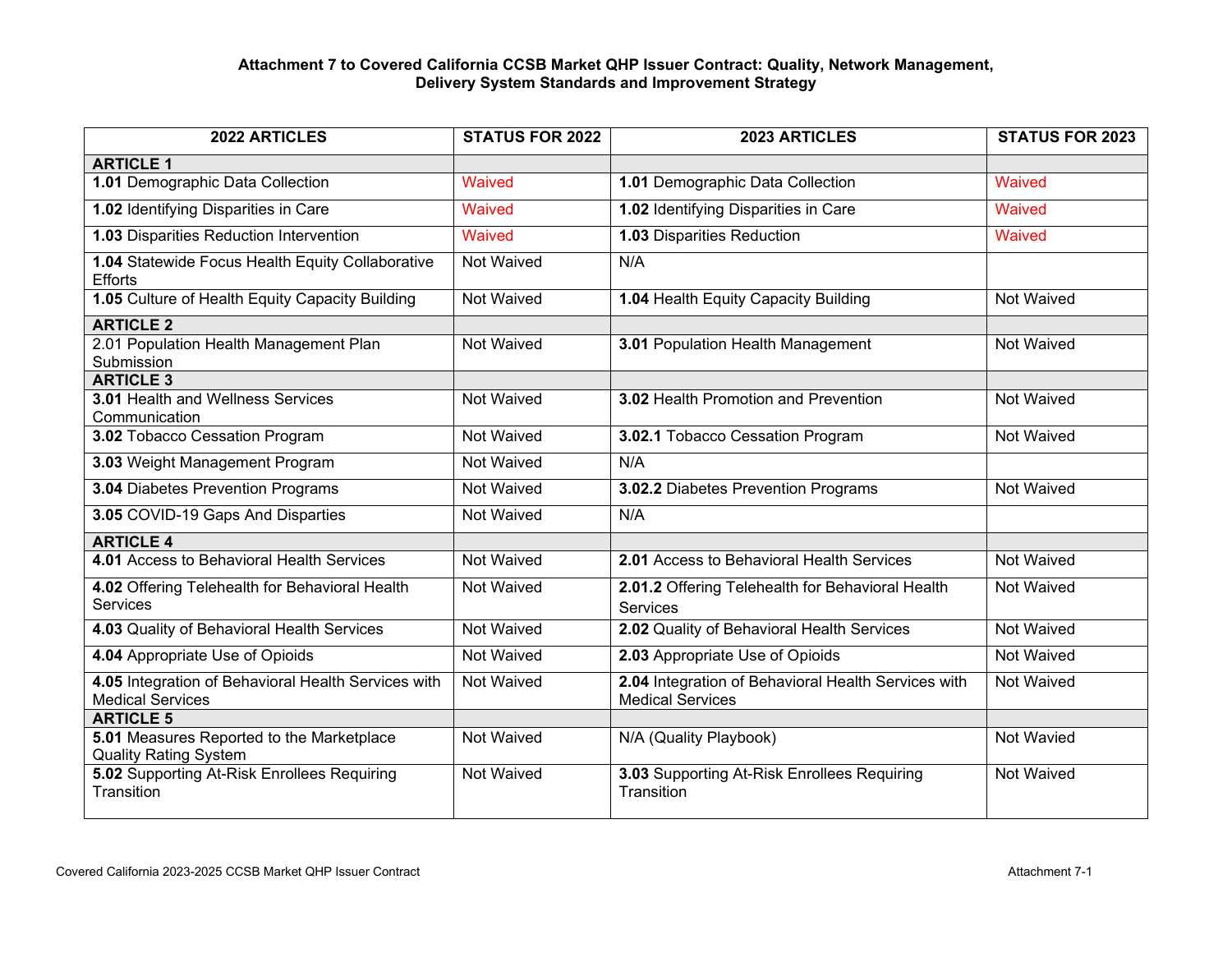# Attachment 7 to Covered California CCSB Market QHP Issuer Contract: Quality, Network Management, Delivery System Standards and Improvement Strategy

| 2022 ARTICLES | STATUS FOR 2022 | 2023 ARTICLES | STATUS FOR 2023 |
|---|---|---|---|
| **ARTICLE 1** | | | |
| **1.01** Demographic Data Collection | Waived | **1.01** Demographic Data Collection | Waived |
| **1.02** Identifying Disparities in Care | Waived | **1.02** Identifying Disparities in Care | Waived |
| **1.03** Disparities Reduction Intervention | Waived | **1.03** Disparities Reduction | Waived |
| **1.04** Statewide Focus Health Equity Collaborative Efforts | Not Waived | N/A | |
| **1.05** Culture of Health Equity Capacity Building | Not Waived | **1.04** Health Equity Capacity Building | Not Waived |
| **ARTICLE 2** | | | |
| 2.01 Population Health Management Plan Submission | Not Waived | **3.01** Population Health Management | Not Waived |
| **ARTICLE 3** | | | |
| **3.01** Health and Wellness Services Communication | Not Waived | **3.02** Health Promotion and Prevention | Not Waived |
| **3.02** Tobacco Cessation Program | Not Waived | **3.02.1** Tobacco Cessation Program | Not Waived |
| **3.03** Weight Management Program | Not Waived | N/A | |
| **3.04** Diabetes Prevention Programs | Not Waived | **3.02.2** Diabetes Prevention Programs | Not Waived |
| **3.05** COVID-19 Gaps And Disparties | Not Waived | N/A | |
| **ARTICLE 4** | | | |
| **4.01** Access to Behavioral Health Services | Not Waived | **2.01** Access to Behavioral Health Services | Not Waived |
| **4.02** Offering Telehealth for Behavioral Health Services | Not Waived | **2.01.2** Offering Telehealth for Behavioral Health Services | Not Waived |
| **4.03** Quality of Behavioral Health Services | Not Waived | **2.02** Quality of Behavioral Health Services | Not Waived |
| **4.04** Appropriate Use of Opioids | Not Waived | **2.03** Appropriate Use of Opioids | Not Waived |
| **4.05** Integration of Behavioral Health Services with Medical Services | Not Waived | **2.04** Integration of Behavioral Health Services with Medical Services | Not Waived |
| **ARTICLE 5** | | | |
| **5.01** Measures Reported to the Marketplace Quality Rating System | Not Waived | N/A (Quality Playbook) | Not Wavied |
| **5.02** Supporting At-Risk Enrollees Requiring Transition | Not Waived | **3.03** Supporting At-Risk Enrollees Requiring Transition | Not Waived |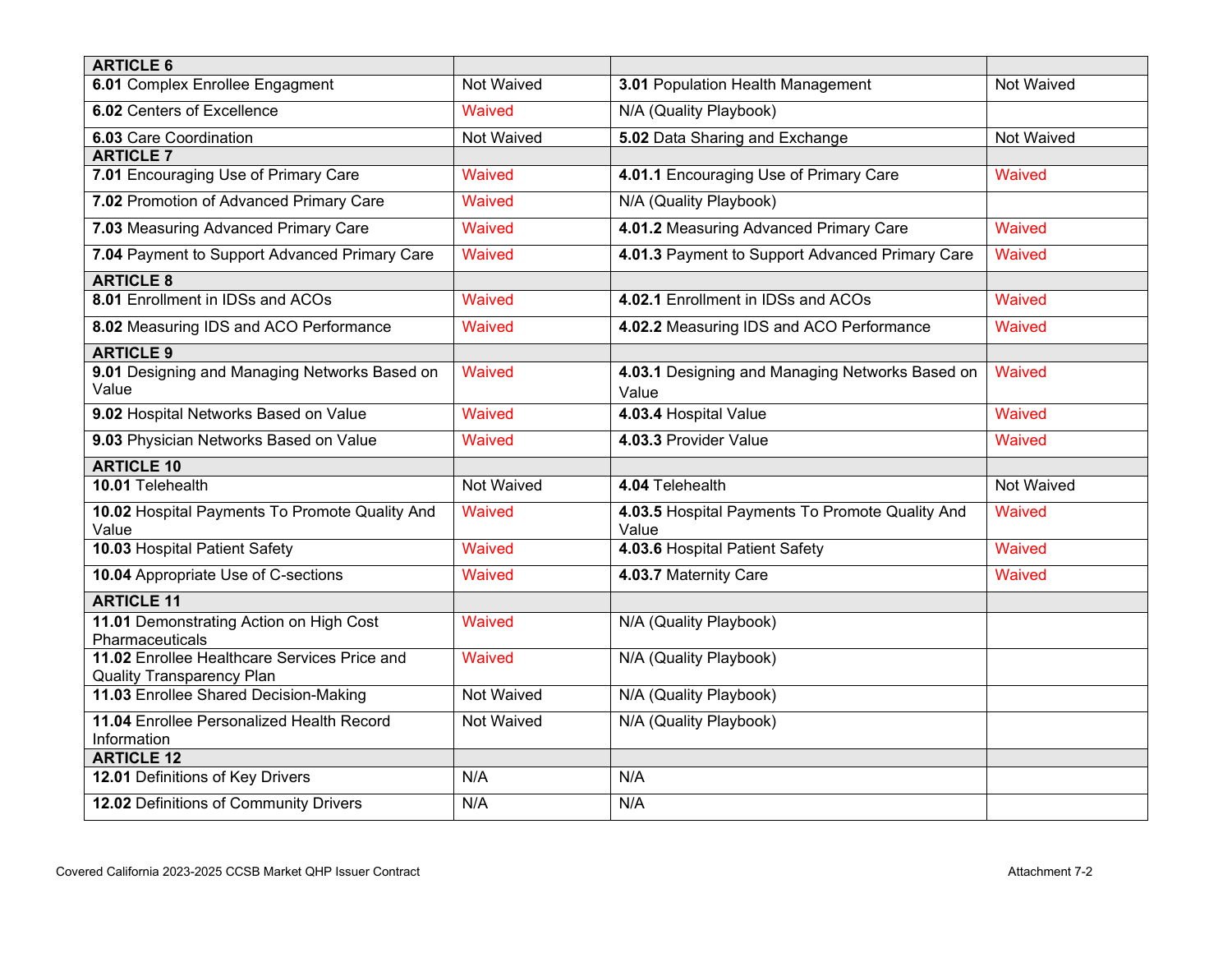| **ARTICLE 6** | | | |
|---|---|---|---|
| **6.01** Complex Enrollee Engagment | Not Waived | **3.01** Population Health Management | Not Waived |
| **6.02** Centers of Excellence | Waived | N/A (Quality Playbook) | |
| **6.03** Care Coordination | Not Waived | **5.02** Data Sharing and Exchange | Not Waived |
| **ARTICLE 7** | | | |
| **7.01** Encouraging Use of Primary Care | Waived | **4.01.1** Encouraging Use of Primary Care | Waived |
| **7.02** Promotion of Advanced Primary Care | Waived | N/A (Quality Playbook) | |
| **7.03** Measuring Advanced Primary Care | Waived | **4.01.2** Measuring Advanced Primary Care | Waived |
| **7.04** Payment to Support Advanced Primary Care | Waived | **4.01.3** Payment to Support Advanced Primary Care | Waived |
| **ARTICLE 8** | | | |
| **8.01** Enrollment in IDSs and ACOs | Waived | **4.02.1** Enrollment in IDSs and ACOs | Waived |
| **8.02** Measuring IDS and ACO Performance | Waived | **4.02.2** Measuring IDS and ACO Performance | Waived |
| **ARTICLE 9** | | | |
| **9.01** Designing and Managing Networks Based on Value | Waived | **4.03.1** Designing and Managing Networks Based on Value | Waived |
| **9.02** Hospital Networks Based on Value | Waived | **4.03.4** Hospital Value | Waived |
| **9.03** Physician Networks Based on Value | Waived | **4.03.3** Provider Value | Waived |
| **ARTICLE 10** | | | |
| **10.01** Telehealth | Not Waived | **4.04** Telehealth | Not Waived |
| **10.02** Hospital Payments To Promote Quality And Value | Waived | **4.03.5** Hospital Payments To Promote Quality And Value | Waived |
| **10.03** Hospital Patient Safety | Waived | **4.03.6** Hospital Patient Safety | Waived |
| **10.04** Appropriate Use of C-sections | Waived | **4.03.7** Maternity Care | Waived |
| **ARTICLE 11** | | | |
| **11.01** Demonstrating Action on High Cost Pharmaceuticals | Waived | N/A (Quality Playbook) | |
| **11.02** Enrollee Healthcare Services Price and Quality Transparency Plan | Waived | N/A (Quality Playbook) | |
| **11.03** Enrollee Shared Decision-Making | Not Waived | N/A (Quality Playbook) | |
| **11.04** Enrollee Personalized Health Record Information | Not Waived | N/A (Quality Playbook) | |
| **ARTICLE 12** | | | |
| **12.01** Definitions of Key Drivers | N/A | N/A | |
| **12.02** Definitions of Community Drivers | N/A | N/A | |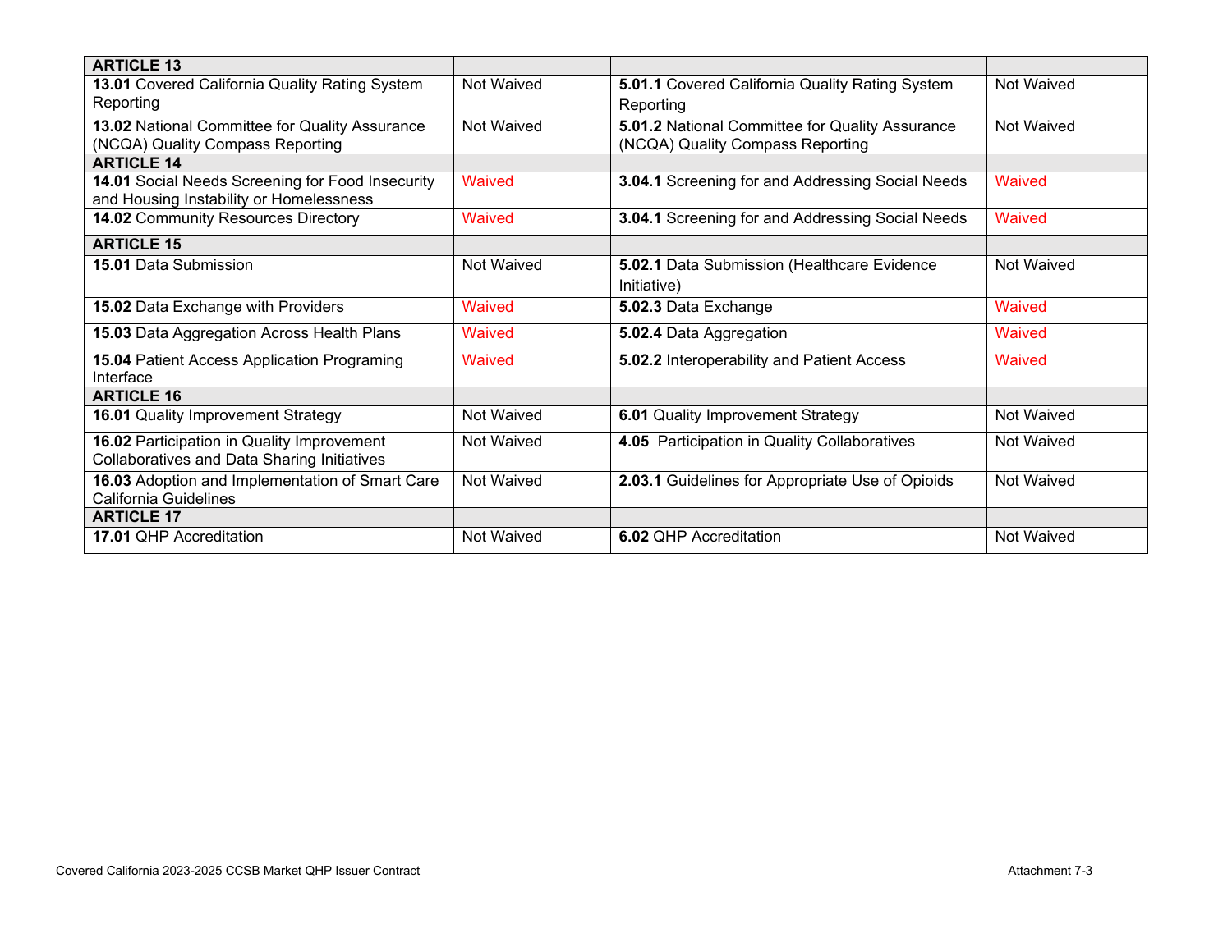| | | | |
|---|---|---|---|
| **ARTICLE 13** | | | |
| **13.01** Covered California Quality Rating System Reporting | Not Waived | **5.01.1** Covered California Quality Rating System Reporting | Not Waived |
| **13.02** National Committee for Quality Assurance (NCQA) Quality Compass Reporting | Not Waived | **5.01.2** National Committee for Quality Assurance (NCQA) Quality Compass Reporting | Not Waived |
| **ARTICLE 14** | | | |
| **14.01** Social Needs Screening for Food Insecurity and Housing Instability or Homelessness | Waived | **3.04.1** Screening for and Addressing Social Needs | Waived |
| **14.02** Community Resources Directory | Waived | **3.04.1** Screening for and Addressing Social Needs | Waived |
| **ARTICLE 15** | | | |
| **15.01** Data Submission | Not Waived | **5.02.1** Data Submission (Healthcare Evidence Initiative) | Not Waived |
| **15.02** Data Exchange with Providers | Waived | **5.02.3** Data Exchange | Waived |
| **15.03** Data Aggregation Across Health Plans | Waived | **5.02.4** Data Aggregation | Waived |
| **15.04** Patient Access Application Programing Interface | Waived | **5.02.2** Interoperability and Patient Access | Waived |
| **ARTICLE 16** | | | |
| **16.01** Quality Improvement Strategy | Not Waived | **6.01** Quality Improvement Strategy | Not Waived |
| **16.02** Participation in Quality Improvement Collaboratives and Data Sharing Initiatives | Not Waived | **4.05** Participation in Quality Collaboratives | Not Waived |
| **16.03** Adoption and Implementation of Smart Care California Guidelines | Not Waived | **2.03.1** Guidelines for Appropriate Use of Opioids | Not Waived |
| **ARTICLE 17** | | | |
| **17.01** QHP Accreditation | Not Waived | **6.02** QHP Accreditation | Not Waived |